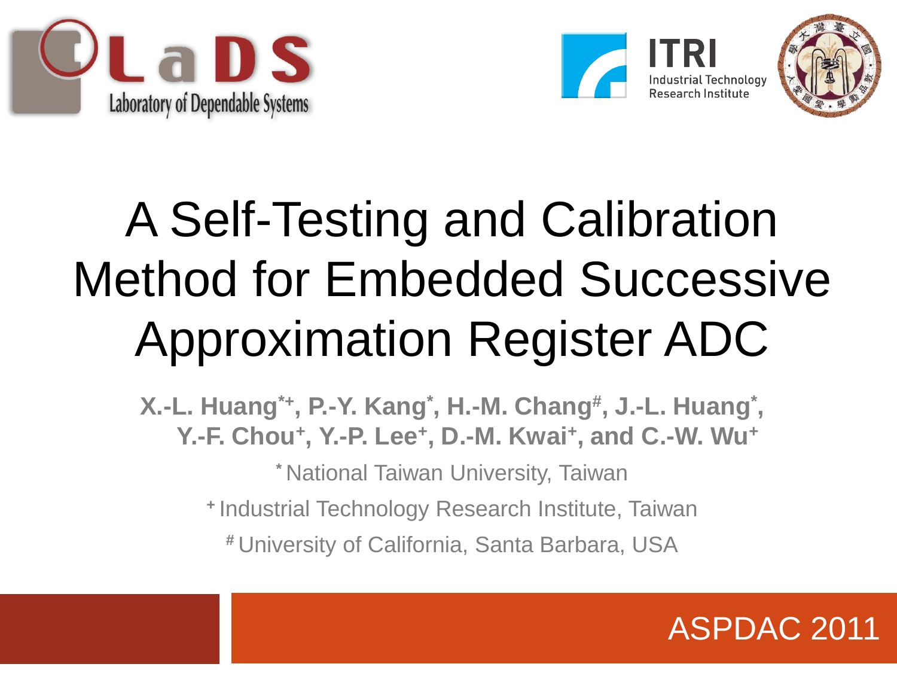# A Self-Testing and Calibration Method for Embedded Successive Approximation Register ADC

**X.-L. Huang[*+], P.-Y. Kang[*], H.-M. Chang[#], J.-L. Huang[*], Y.-F. Chou[+], Y.-P. Lee[+], D.-M. Kwai[+], and C.-W. Wu[+]**

[*] National Taiwan University, Taiwan

[+] Industrial Technology Research Institute, Taiwan

[#] University of California, Santa Barbara, USA

ASPDAC 2011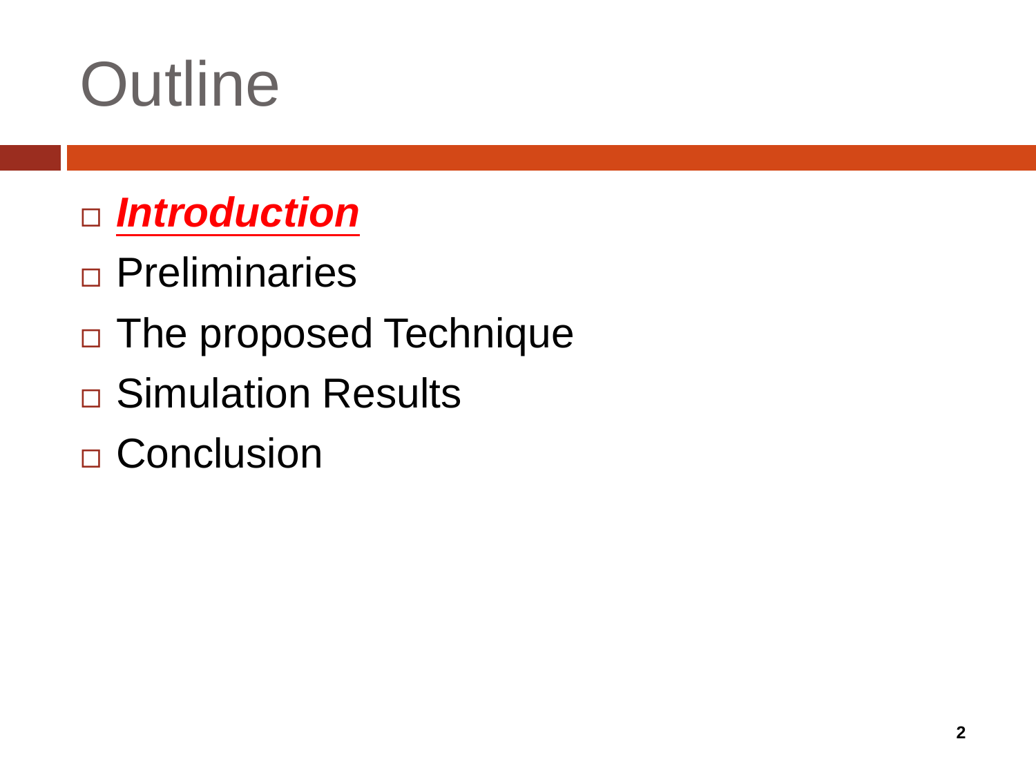# Outline

- ***Introduction***
- Preliminaries
- The proposed Technique
- Simulation Results
- Conclusion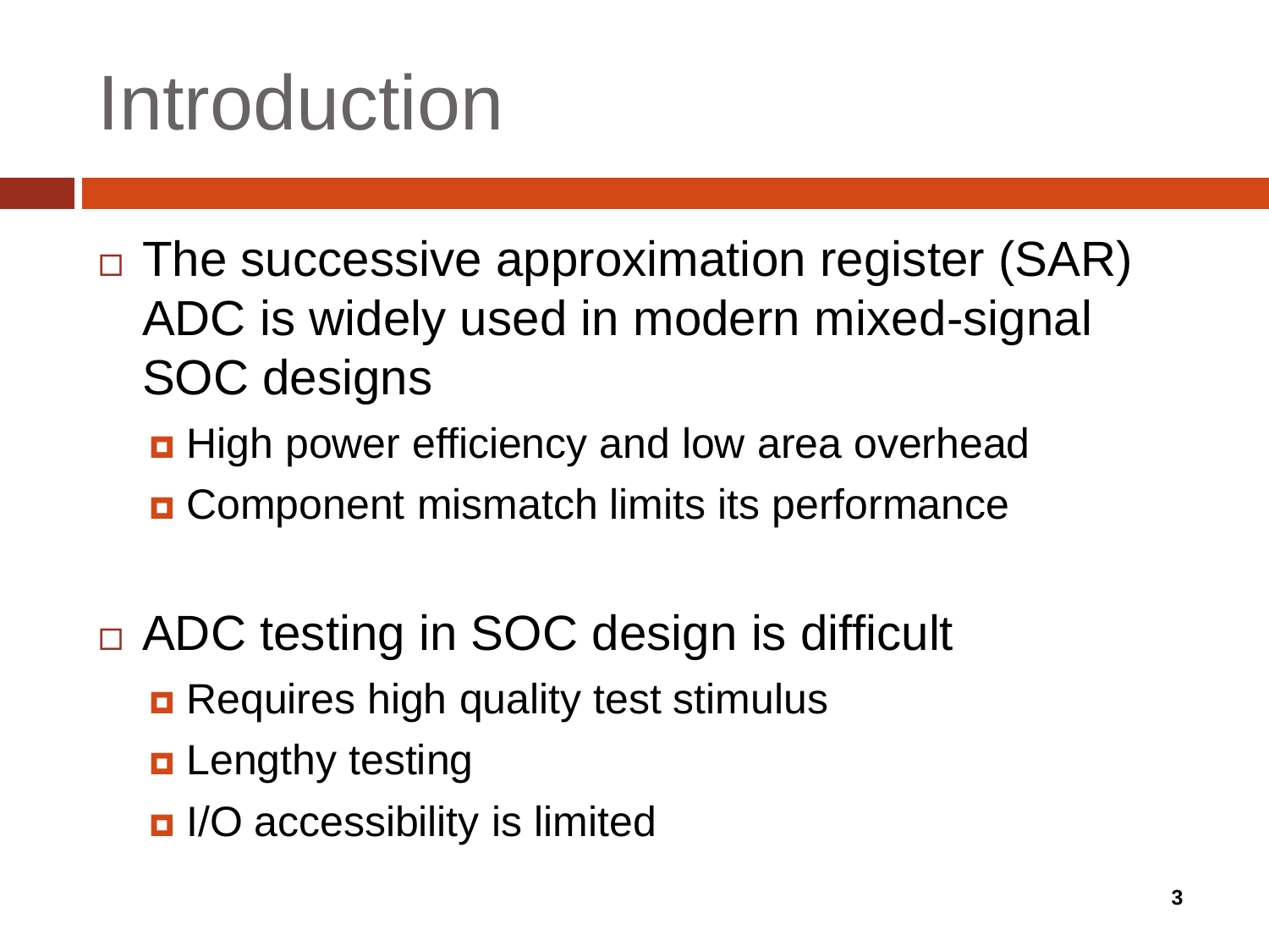# Introduction

- The successive approximation register (SAR) ADC is widely used in modern mixed-signal SOC designs
  - High power efficiency and low area overhead
  - Component mismatch limits its performance

- ADC testing in SOC design is difficult
  - Requires high quality test stimulus
  - Lengthy testing
  - I/O accessibility is limited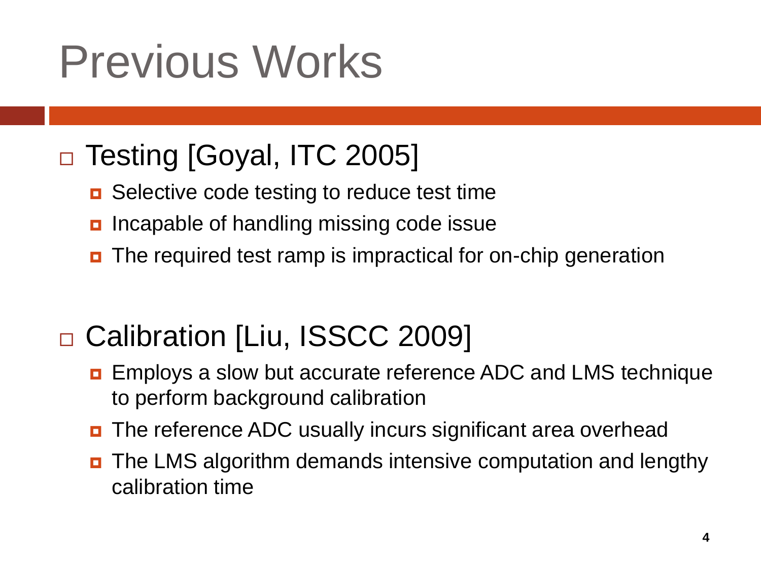# Previous Works

- Testing [Goyal, ITC 2005]
  - Selective code testing to reduce test time
  - Incapable of handling missing code issue
  - The required test ramp is impractical for on-chip generation

- Calibration [Liu, ISSCC 2009]
  - Employs a slow but accurate reference ADC and LMS technique to perform background calibration
  - The reference ADC usually incurs significant area overhead
  - The LMS algorithm demands intensive computation and lengthy calibration time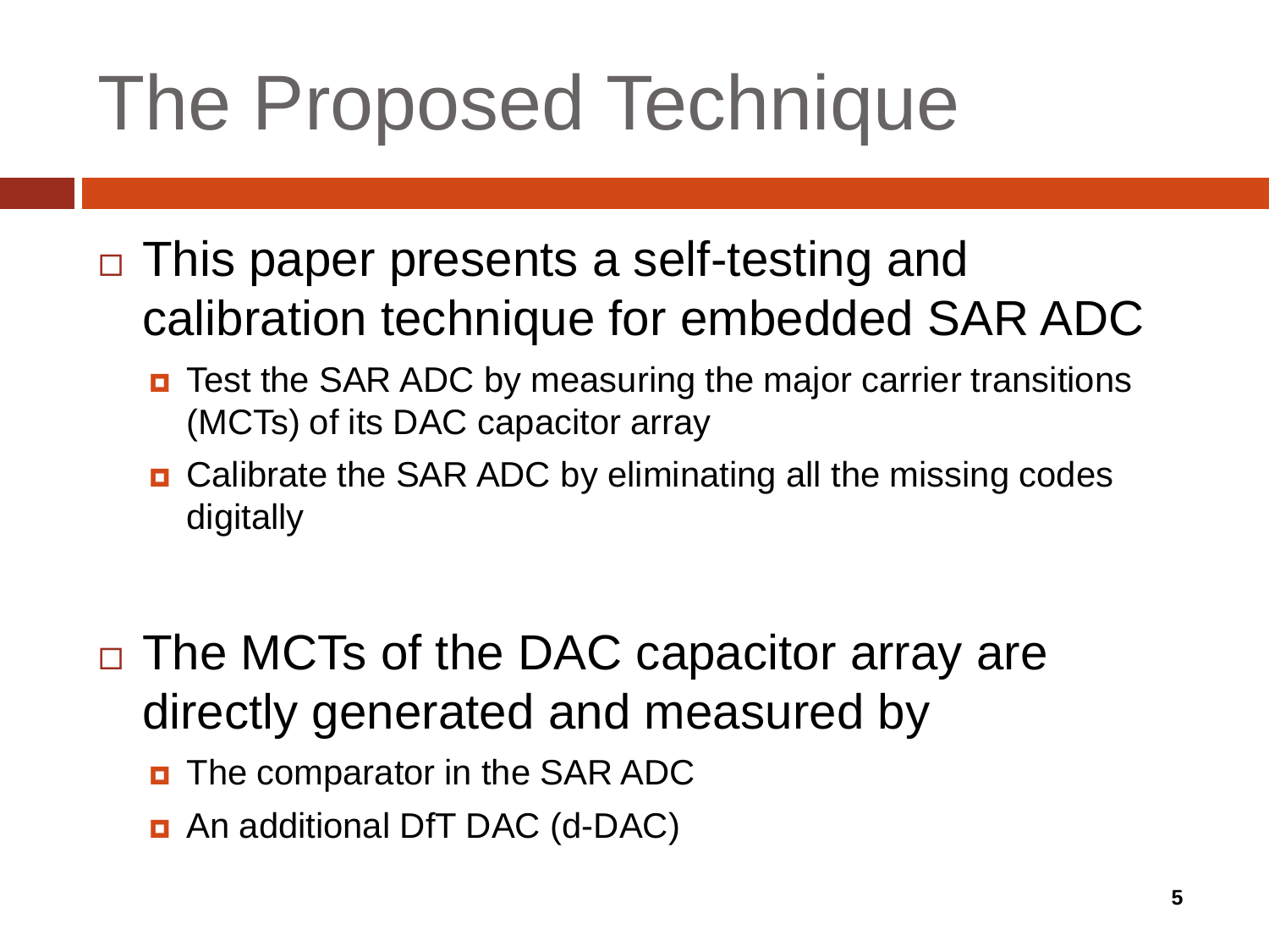# The Proposed Technique

- This paper presents a self-testing and calibration technique for embedded SAR ADC
  - Test the SAR ADC by measuring the major carrier transitions (MCTs) of its DAC capacitor array
  - Calibrate the SAR ADC by eliminating all the missing codes digitally

- The MCTs of the DAC capacitor array are directly generated and measured by
  - The comparator in the SAR ADC
  - An additional DfT DAC (d-DAC)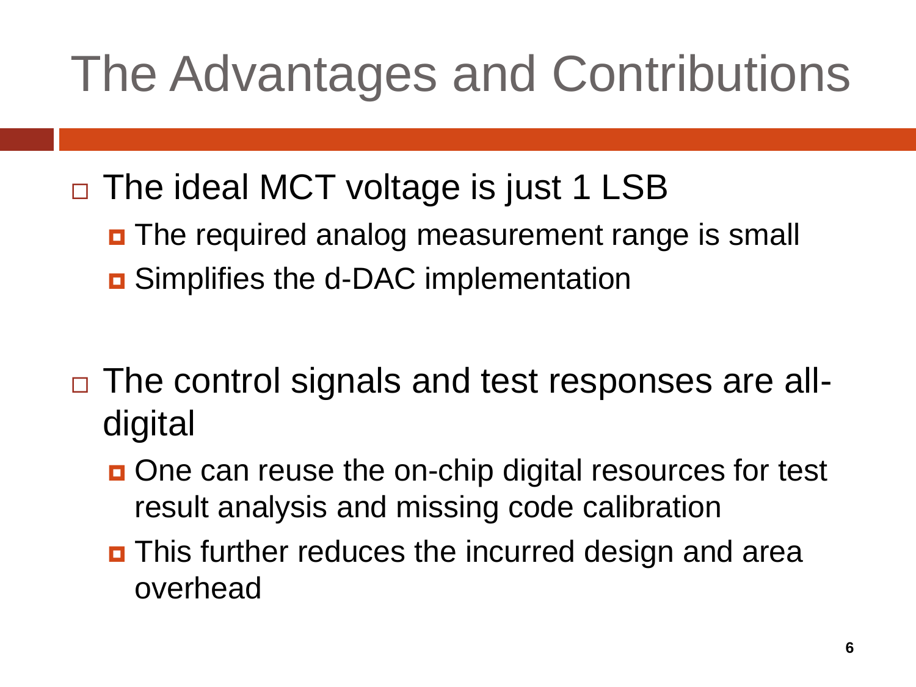# The Advantages and Contributions

- The ideal MCT voltage is just 1 LSB
  - The required analog measurement range is small
  - Simplifies the d-DAC implementation

- The control signals and test responses are all-digital
  - One can reuse the on-chip digital resources for test result analysis and missing code calibration
  - This further reduces the incurred design and area overhead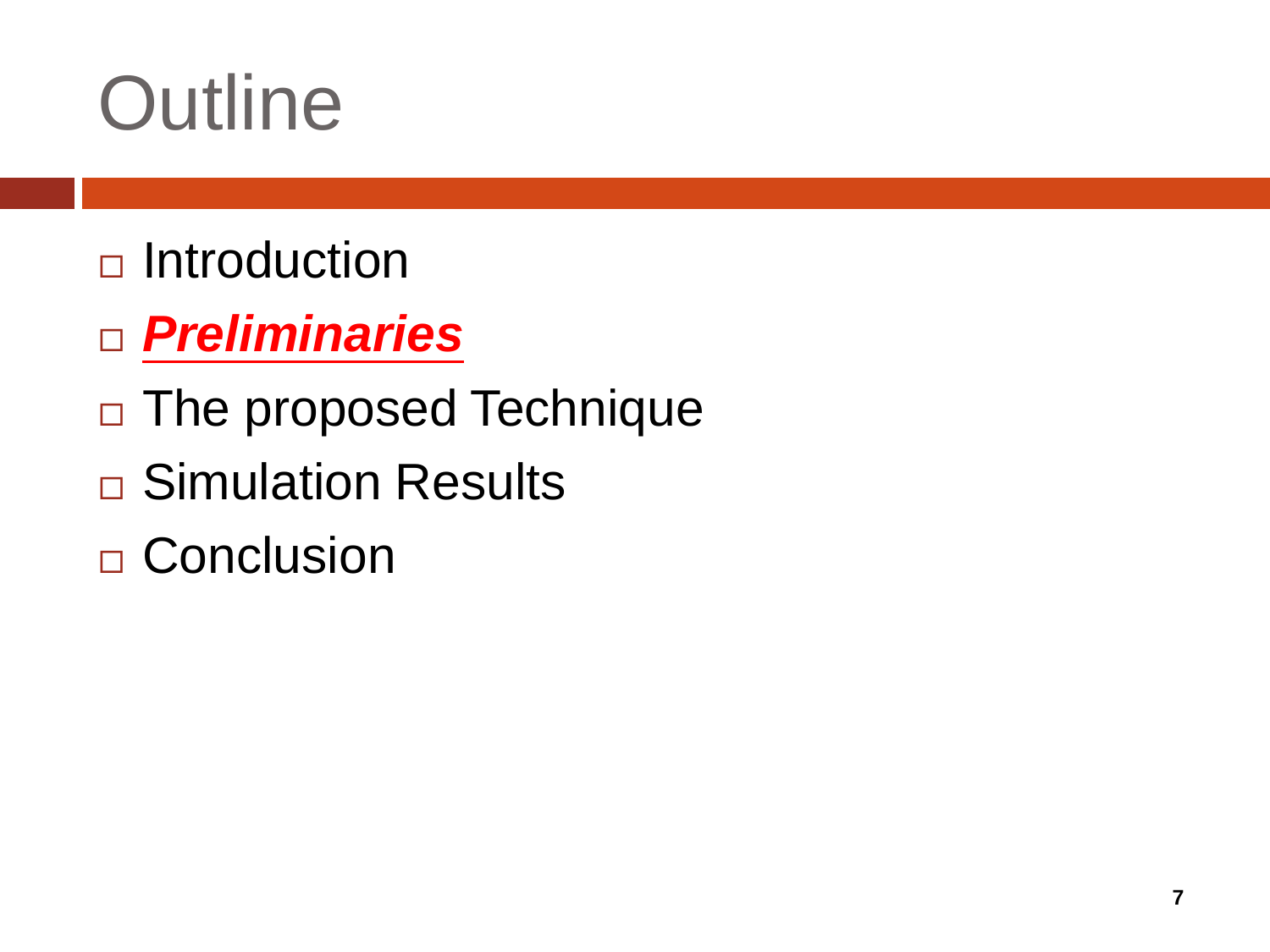# Outline

- Introduction
- ***Preliminaries***
- The proposed Technique
- Simulation Results
- Conclusion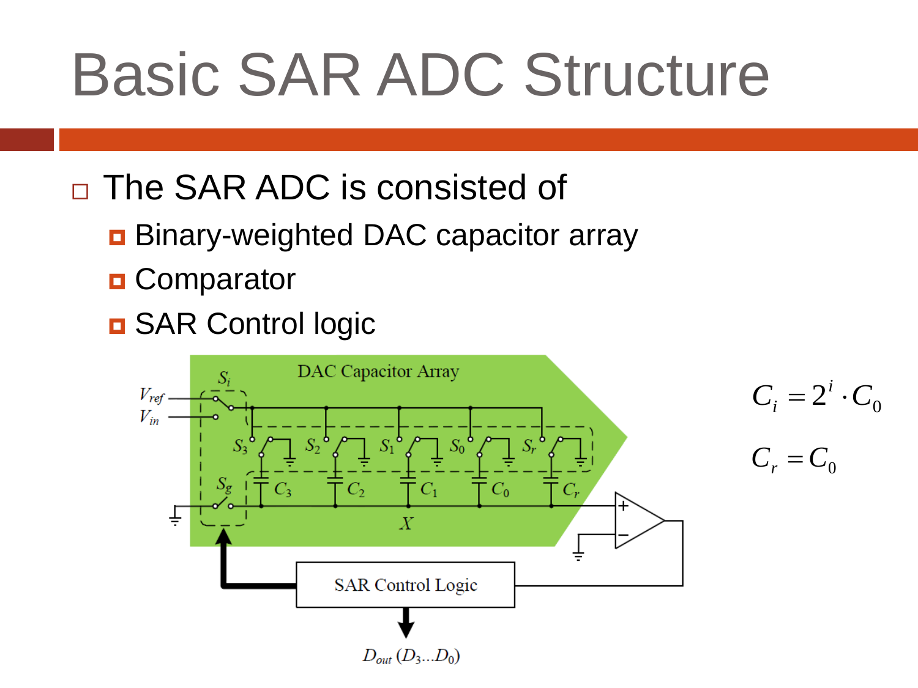# Basic SAR ADC Structure

- The SAR ADC is consisted of
  - Binary-weighted DAC capacitor array
  - Comparator
  - SAR Control logic

$$C_i = 2^i \cdot C_0$$

$$C_r = C_0$$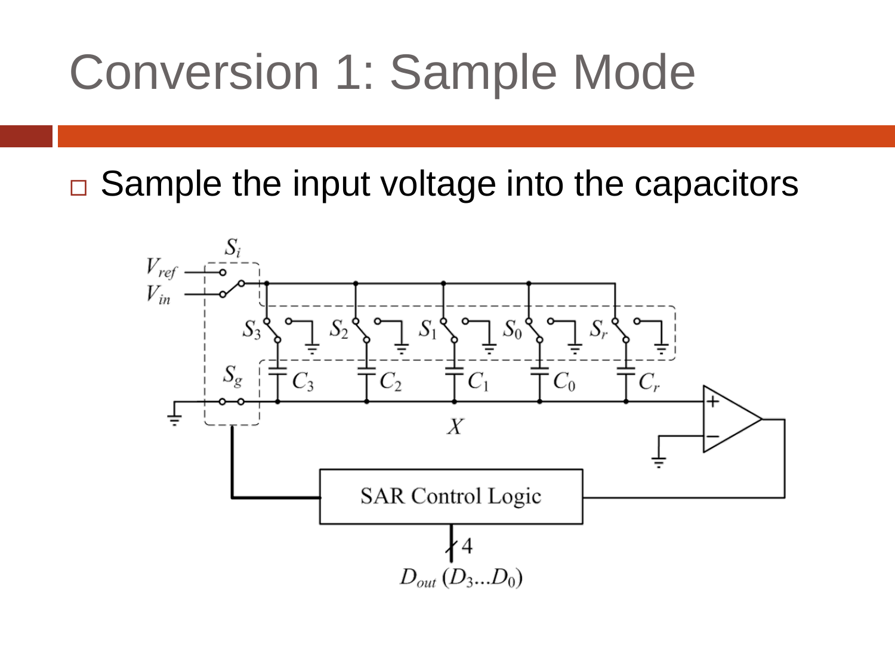# Conversion 1: Sample Mode

- Sample the input voltage into the capacitors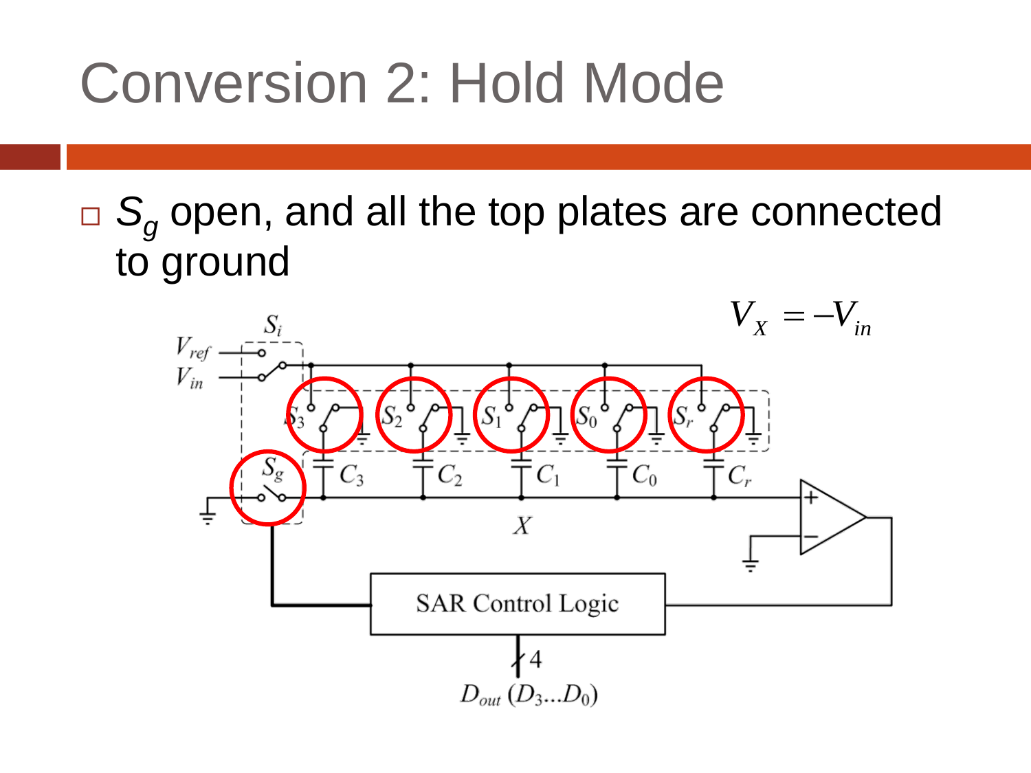# Conversion 2: Hold Mode

- $S_g$ open, and all the top plates are connected to ground

$$V_X = -V_{in}$$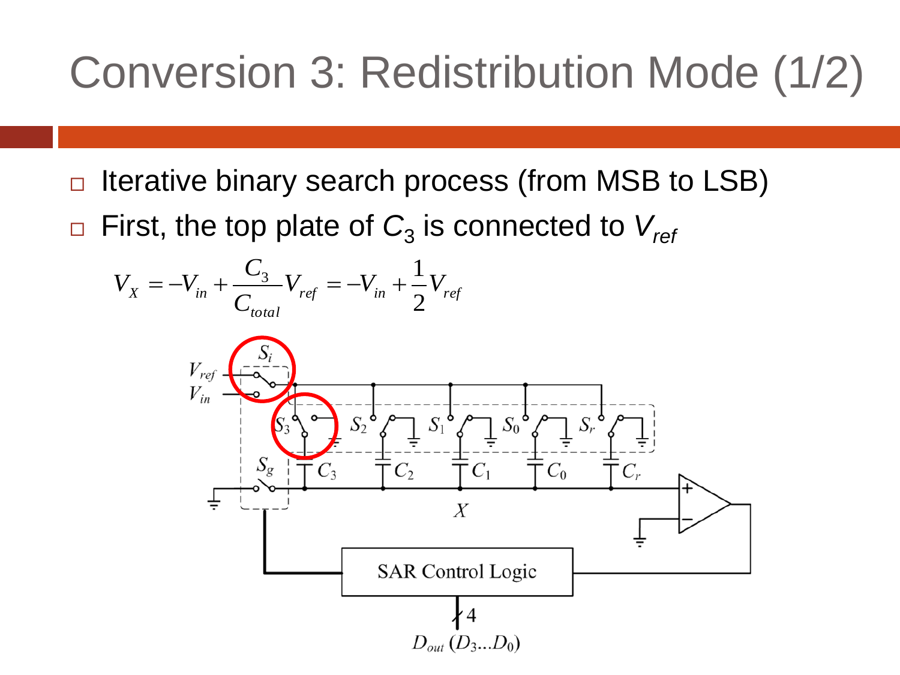# Conversion 3: Redistribution Mode (1/2)

- Iterative binary search process (from MSB to LSB)
- First, the top plate of $C_3$ is connected to $V_{ref}$

$$V_X = -V_{in} + \frac{C_3}{C_{total}} V_{ref} = -V_{in} + \frac{1}{2} V_{ref}$$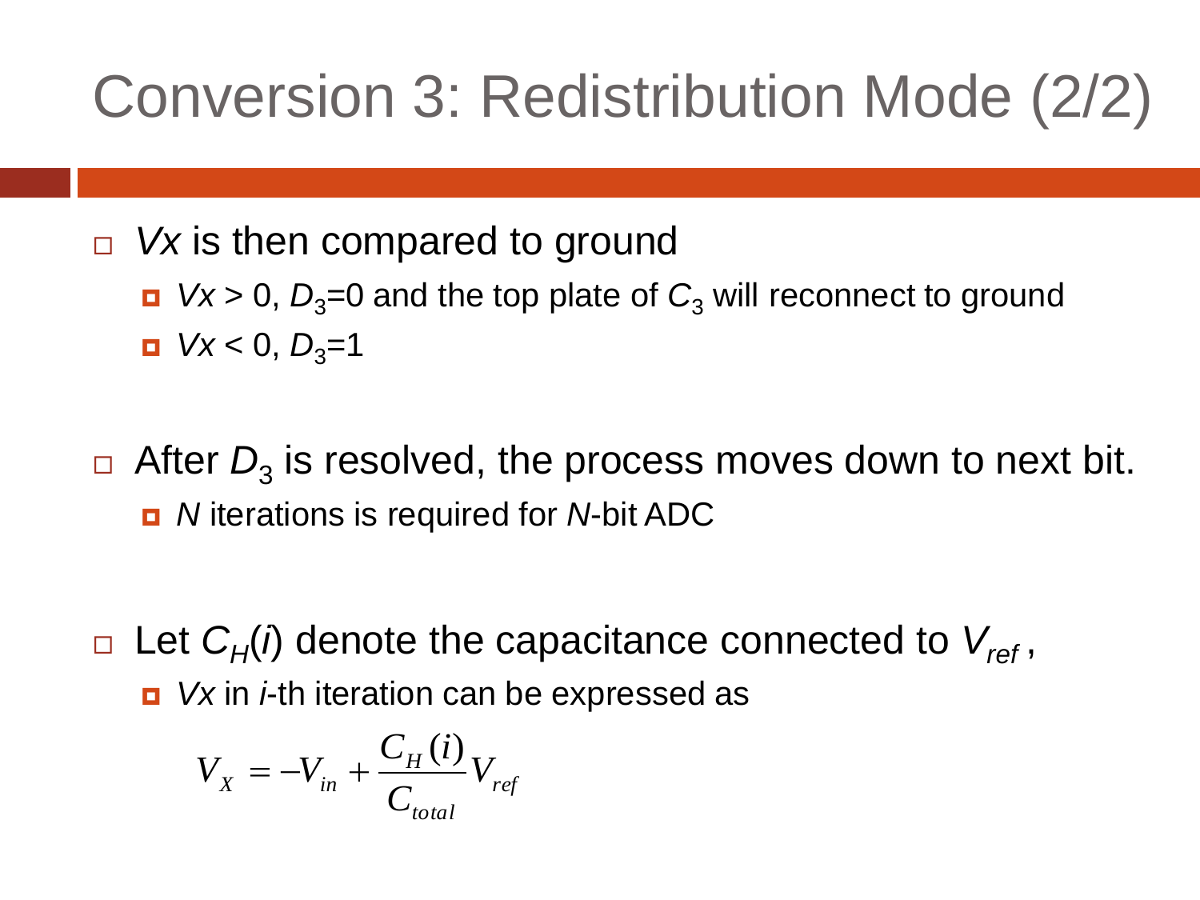# Conversion 3: Redistribution Mode (2/2)

- $Vx$ is then compared to ground
  - $Vx > 0$, $D_3$=0 and the top plate of $C_3$ will reconnect to ground
  - $Vx < 0$, $D_3$=1

- After $D_3$ is resolved, the process moves down to next bit.
  - *N* iterations is required for *N*-bit ADC

- Let $C_H(i)$ denote the capacitance connected to $V_{ref}$,
  - $Vx$ in *i*-th iteration can be expressed as

$$V_X = -V_{in} + \frac{C_H(i)}{C_{total}} V_{ref}$$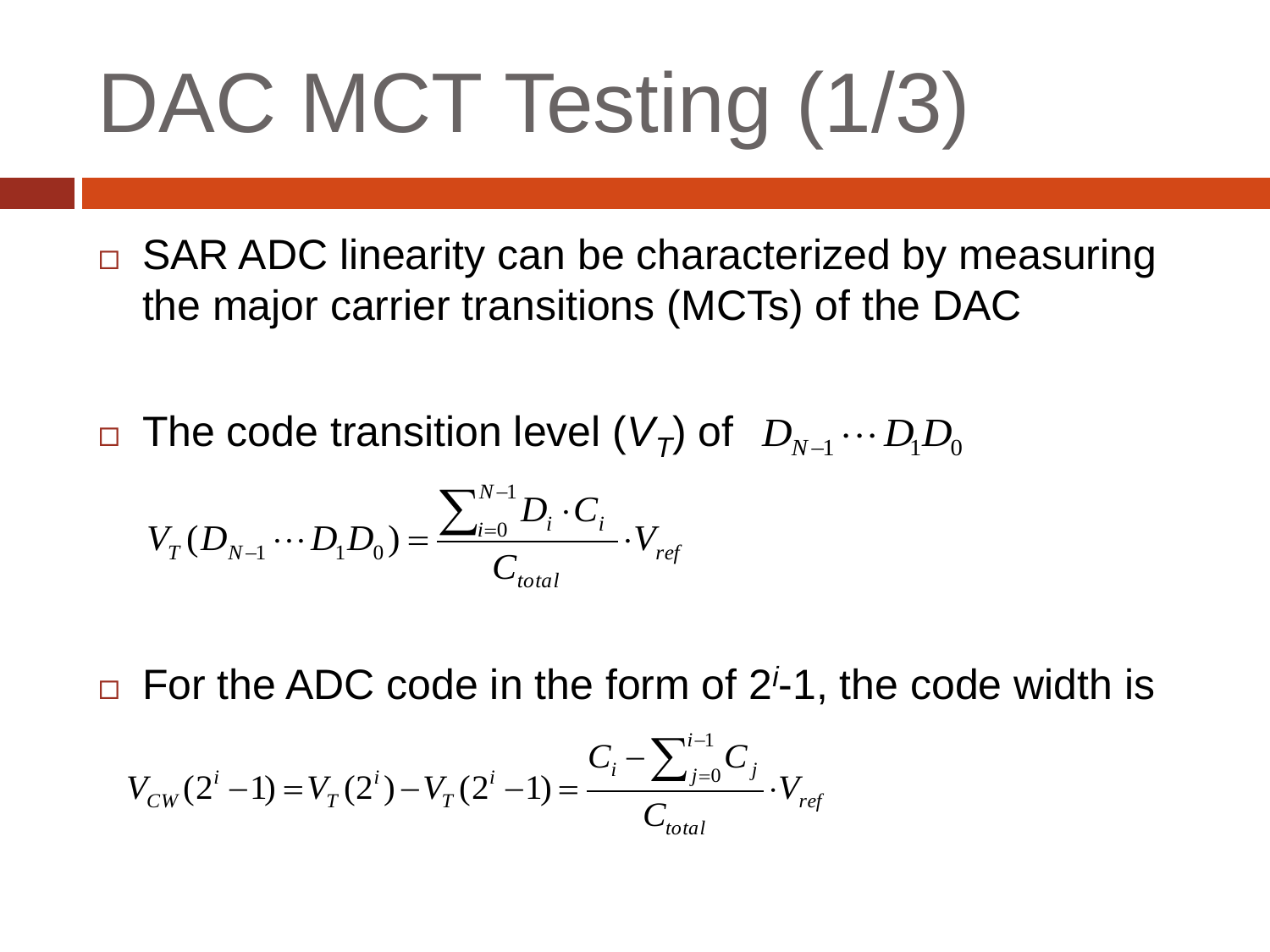# DAC MCT Testing (1/3)

- SAR ADC linearity can be characterized by measuring the major carrier transitions (MCTs) of the DAC

- The code transition level ($V_T$) of $D_{N-1} \cdots D_1 D_0$

$$V_T(D_{N-1} \cdots D_1 D_0) = \frac{\sum_{i=0}^{N-1} D_i \cdot C_i}{C_{total}} \cdot V_{ref}$$

- For the ADC code in the form of $2^i$-1, the code width is

$$V_{CW}(2^i - 1) = V_T(2^i) - V_T(2^i - 1) = \frac{C_i - \sum_{j=0}^{i-1} C_j}{C_{total}} \cdot V_{ref}$$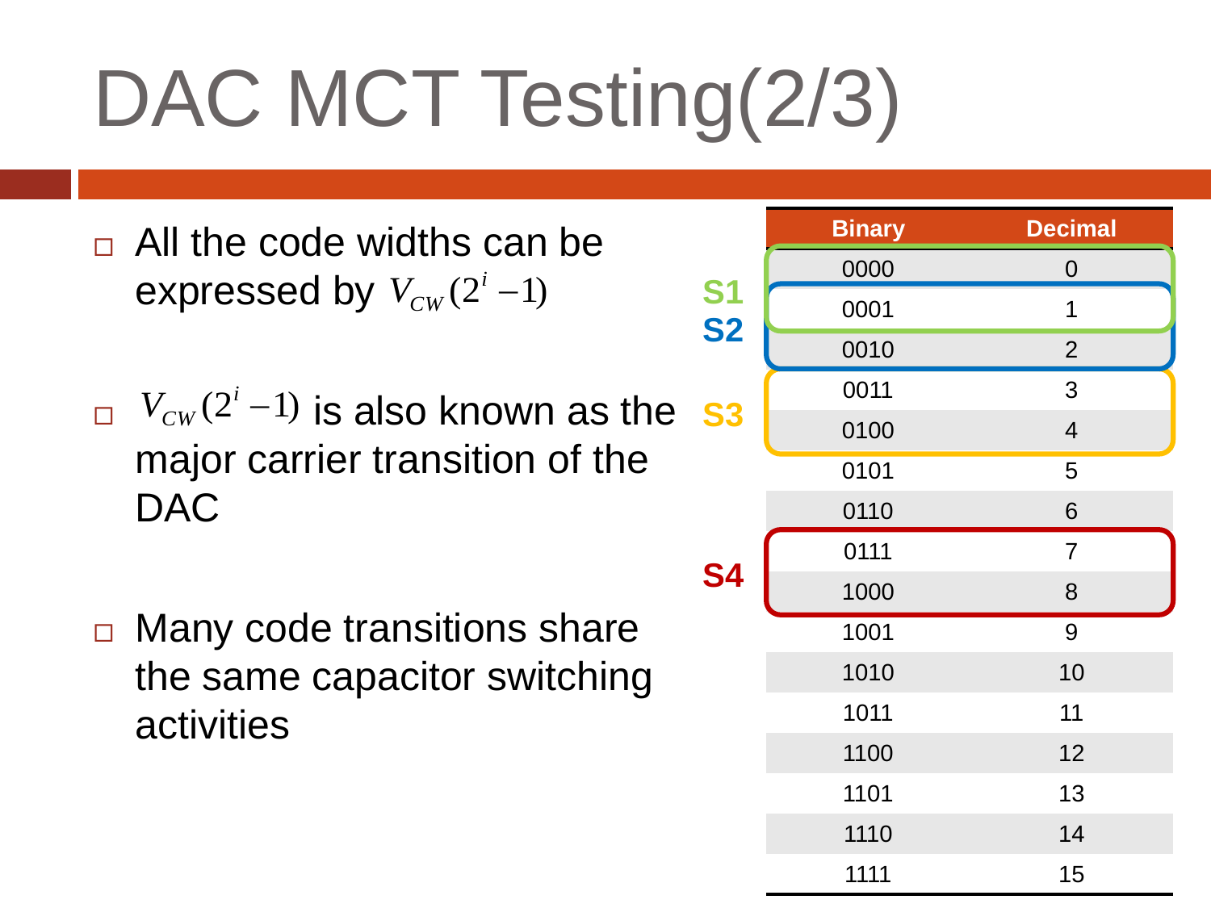# DAC MCT Testing(2/3)

- All the code widths can be expressed by $V_{CW}(2^i - 1)$
- $V_{CW}(2^i - 1)$ is also known as the major carrier transition of the DAC
- Many code transitions share the same capacitor switching activities

| Binary | Decimal |
|---|---|
| 0000 | 0 |
| 0001 | 1 |
| 0010 | 2 |
| 0011 | 3 |
| 0100 | 4 |
| 0101 | 5 |
| 0110 | 6 |
| 0111 | 7 |
| 1000 | 8 |
| 1001 | 9 |
| 1010 | 10 |
| 1011 | 11 |
| 1100 | 12 |
| 1101 | 13 |
| 1110 | 14 |
| 1111 | 15 |

S1: 0000–0001 (0–1)
S2: 0001–0010 (1–2)
S3: 0011–0100 (3–4)
S4: 0111–1000 (7–8)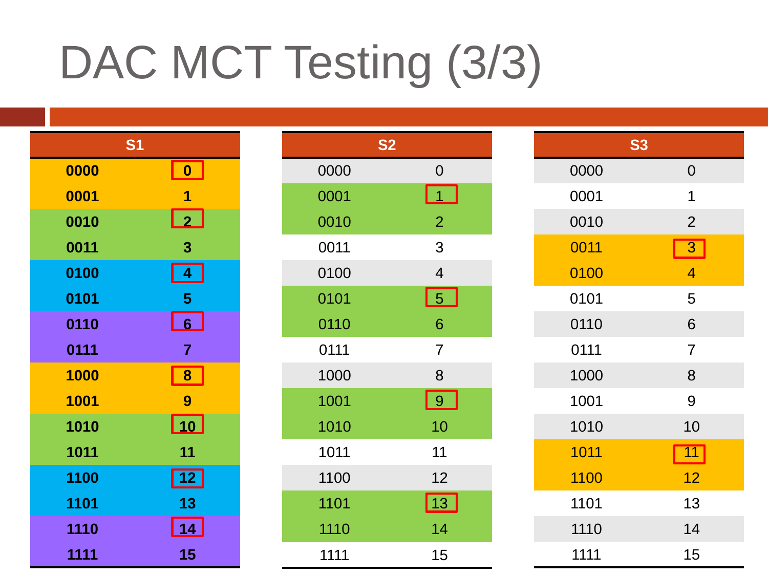# DAC MCT Testing (3/3)

| S1 | |
|---|---|
| 0000 | 0 |
| 0001 | 1 |
| 0010 | 2 |
| 0011 | 3 |
| 0100 | 4 |
| 0101 | 5 |
| 0110 | 6 |
| 0111 | 7 |
| 1000 | 8 |
| 1001 | 9 |
| 1010 | 10 |
| 1011 | 11 |
| 1100 | 12 |
| 1101 | 13 |
| 1110 | 14 |
| 1111 | 15 |

| S2 | |
|---|---|
| 0000 | 0 |
| 0001 | 1 |
| 0010 | 2 |
| 0011 | 3 |
| 0100 | 4 |
| 0101 | 5 |
| 0110 | 6 |
| 0111 | 7 |
| 1000 | 8 |
| 1001 | 9 |
| 1010 | 10 |
| 1011 | 11 |
| 1100 | 12 |
| 1101 | 13 |
| 1110 | 14 |
| 1111 | 15 |

| S3 | |
|---|---|
| 0000 | 0 |
| 0001 | 1 |
| 0010 | 2 |
| 0011 | 3 |
| 0100 | 4 |
| 0101 | 5 |
| 0110 | 6 |
| 0111 | 7 |
| 1000 | 8 |
| 1001 | 9 |
| 1010 | 10 |
| 1011 | 11 |
| 1100 | 12 |
| 1101 | 13 |
| 1110 | 14 |
| 1111 | 15 |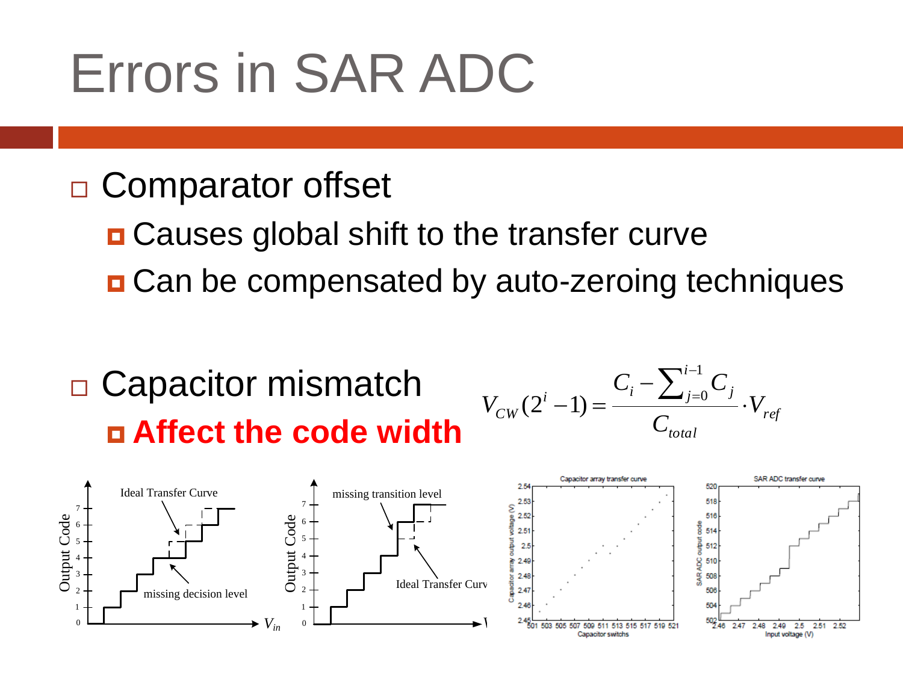# Errors in SAR ADC

- Comparator offset
  - Causes global shift to the transfer curve
  - Can be compensated by auto-zeroing techniques

- Capacitor mismatch
  - **Affect the code width**

$$V_{CW}(2^i - 1) = \frac{C_i - \sum_{j=0}^{i-1} C_j}{C_{total}} \cdot V_{ref}$$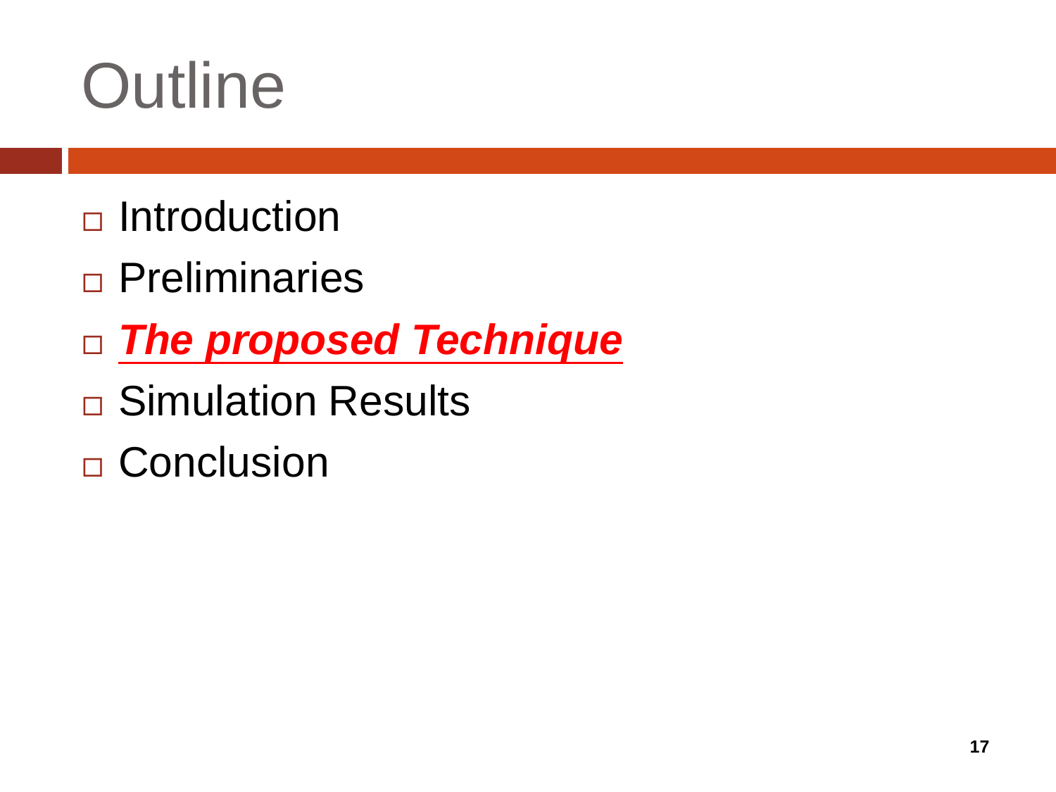# Outline

- Introduction
- Preliminaries
- ***The proposed Technique***
- Simulation Results
- Conclusion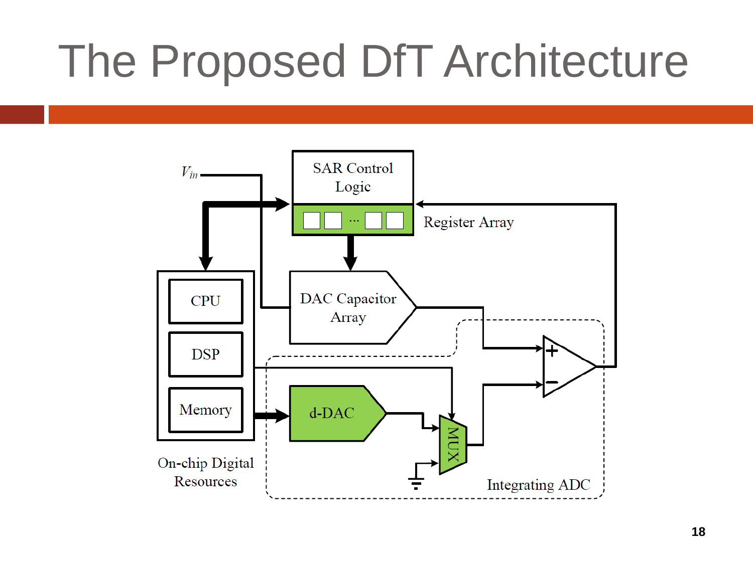# The Proposed DfT Architecture

SAR Control Logic

Register Array

$V_{in}$

DAC Capacitor Array

CPU

DSP

Memory

On-chip Digital Resources

d-DAC

MUX

Integrating ADC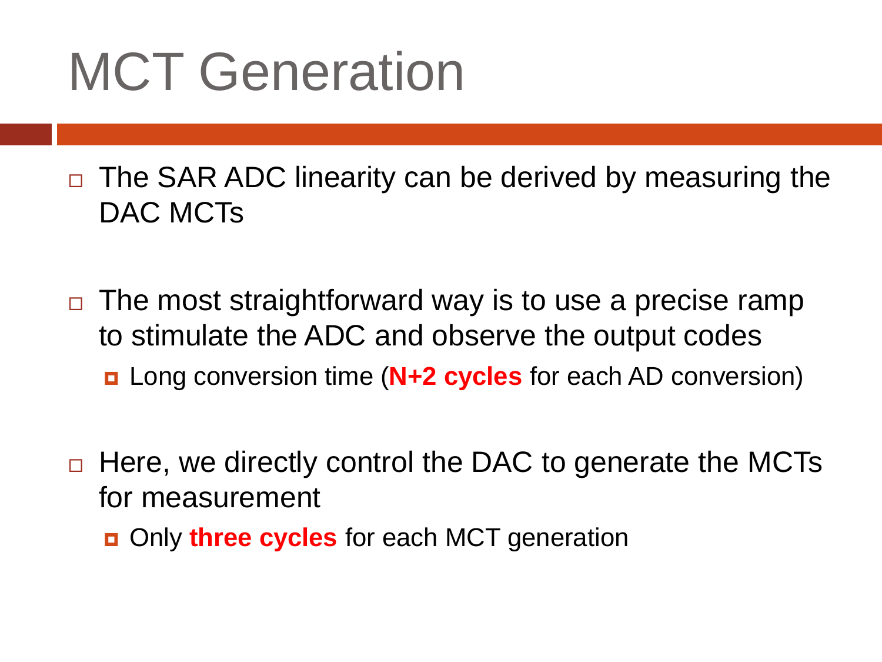# MCT Generation

- The SAR ADC linearity can be derived by measuring the DAC MCTs

- The most straightforward way is to use a precise ramp to stimulate the ADC and observe the output codes
  - Long conversion time (**N+2 cycles** for each AD conversion)

- Here, we directly control the DAC to generate the MCTs for measurement
  - Only **three cycles** for each MCT generation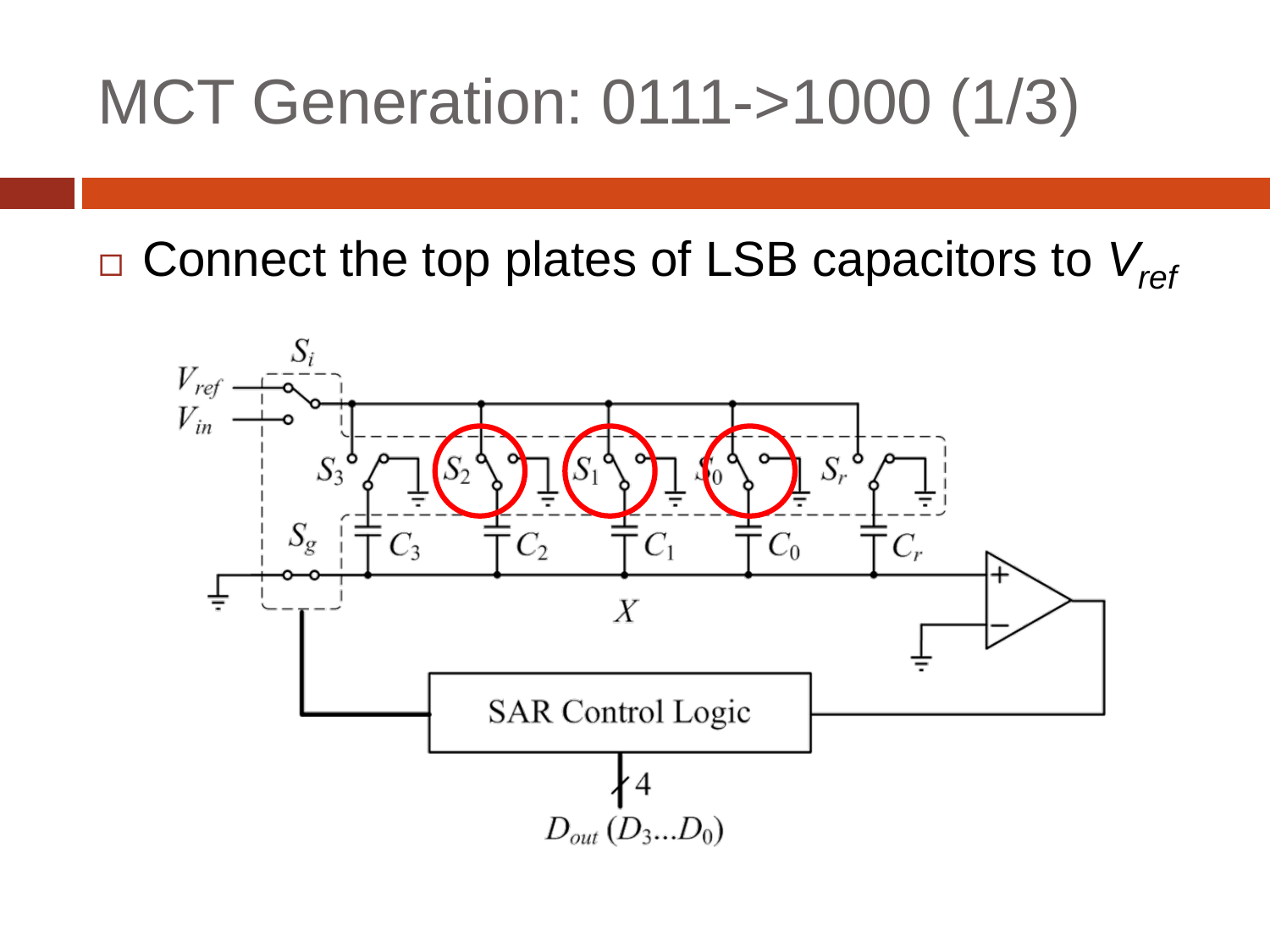# MCT Generation: 0111->1000 (1/3)

- Connect the top plates of LSB capacitors to $V_{ref}$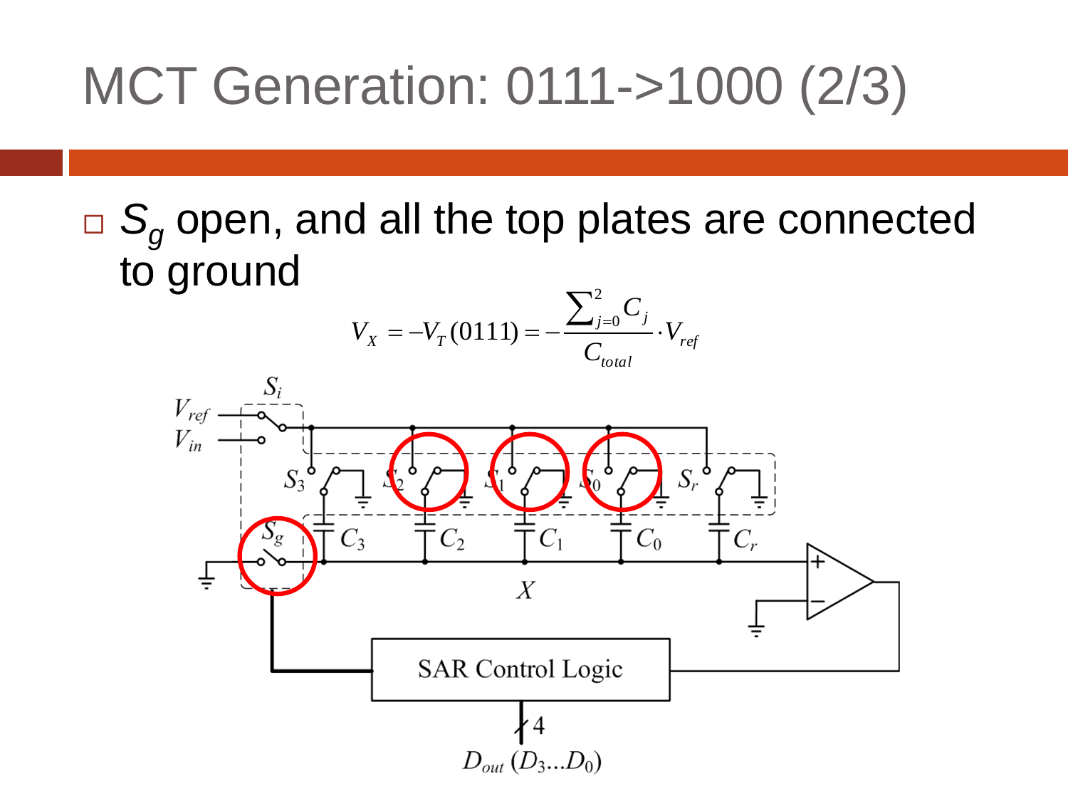# MCT Generation: 0111->1000 (2/3)

- $S_g$ open, and all the top plates are connected to ground

$$V_X = -V_T(0111) = -\frac{\sum_{j=0}^{2} C_j}{C_{total}} \cdot V_{ref}$$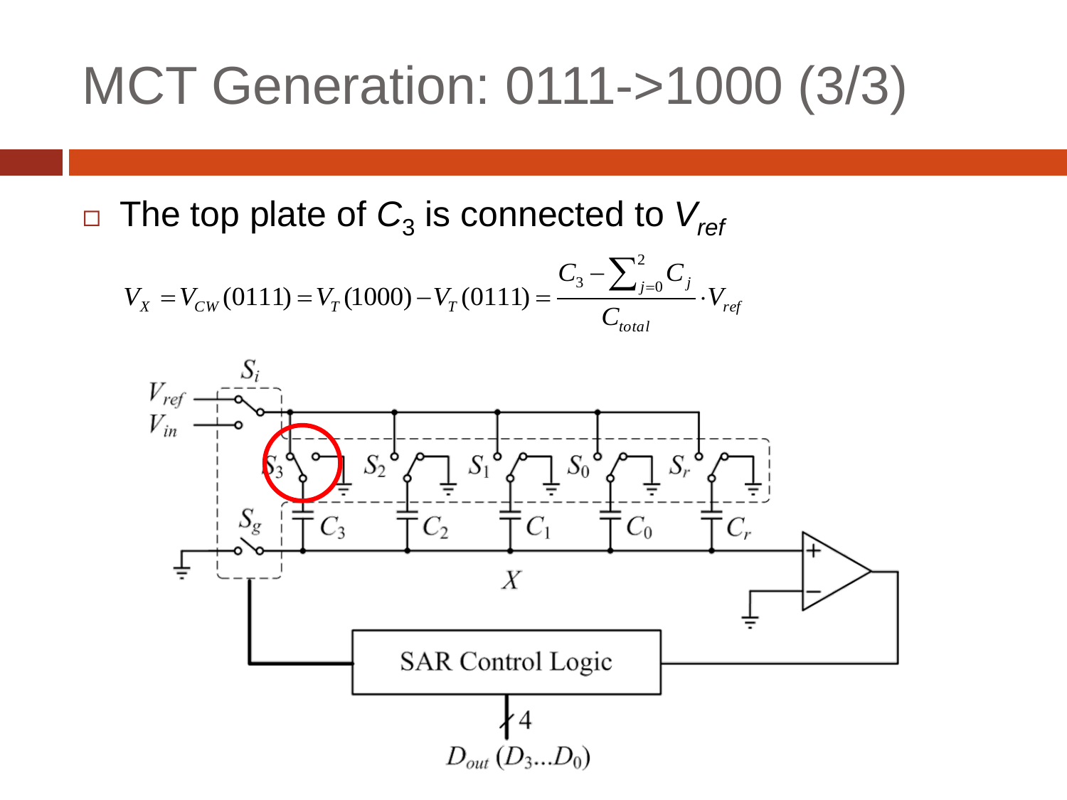# MCT Generation: 0111->1000 (3/3)

- The top plate of $C_3$ is connected to $V_{ref}$

$$V_X = V_{CW}(0111) = V_T(1000) - V_T(0111) = \frac{C_3 - \sum_{j=0}^{2} C_j}{C_{total}} \cdot V_{ref}$$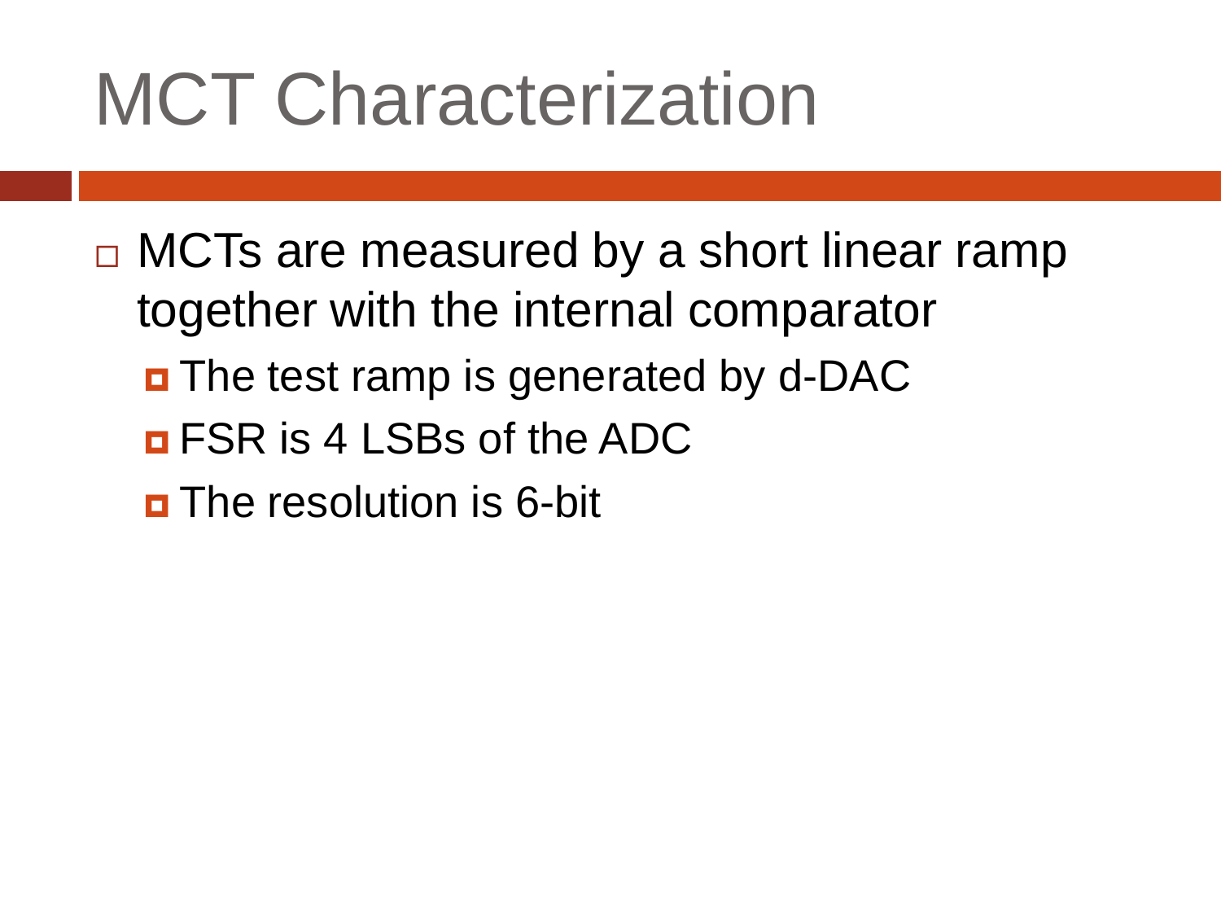# MCT Characterization

- MCTs are measured by a short linear ramp together with the internal comparator
  - The test ramp is generated by d-DAC
  - FSR is 4 LSBs of the ADC
  - The resolution is 6-bit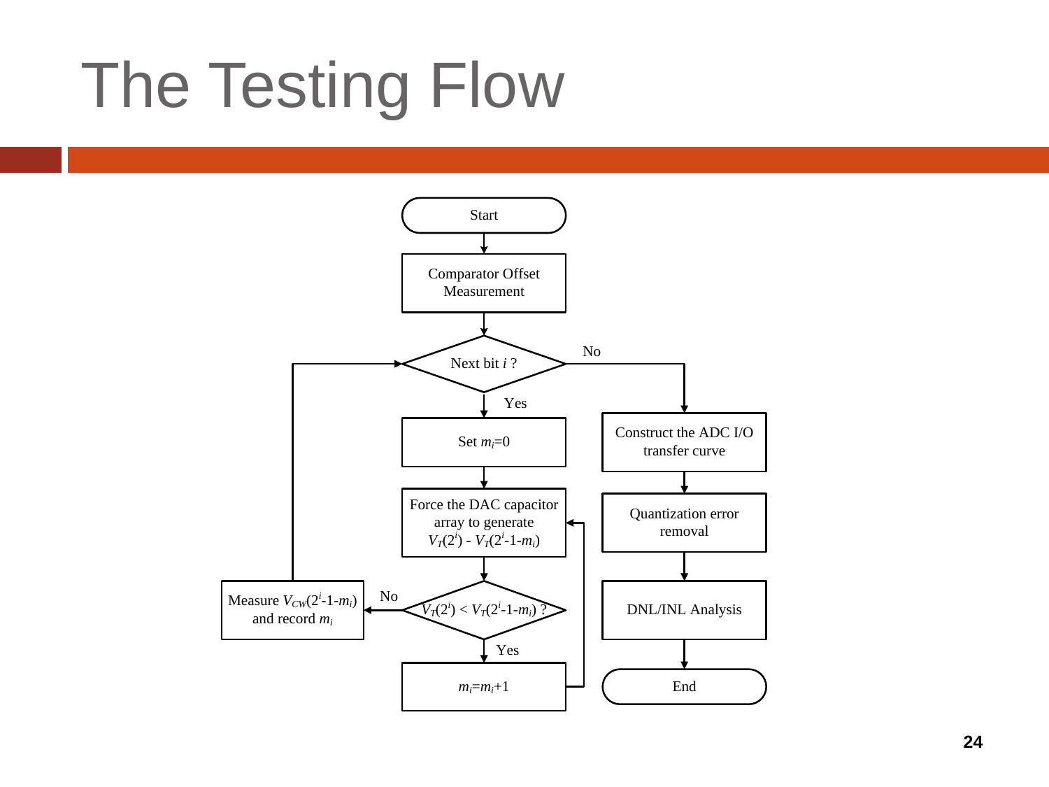# The Testing Flow

- Start
- Comparator Offset Measurement
- Next bit $i$ ?
  - No → Construct the ADC I/O transfer curve → Quantization error removal → DNL/INL Analysis → End
  - Yes → Set $m_i$=0
- Force the DAC capacitor array to generate $V_T(2^i)$ - $V_T(2^i$-1-$m_i)$
- $V_T(2^i) < V_T(2^i$-1-$m_i)$ ?
  - Yes → $m_i$=$m_i$+1 → (back to Force the DAC capacitor array to generate $V_T(2^i)$ - $V_T(2^i$-1-$m_i)$)
  - No → Measure $V_{CW}(2^i$-1-$m_i)$ and record $m_i$ → (back to Next bit $i$ ?)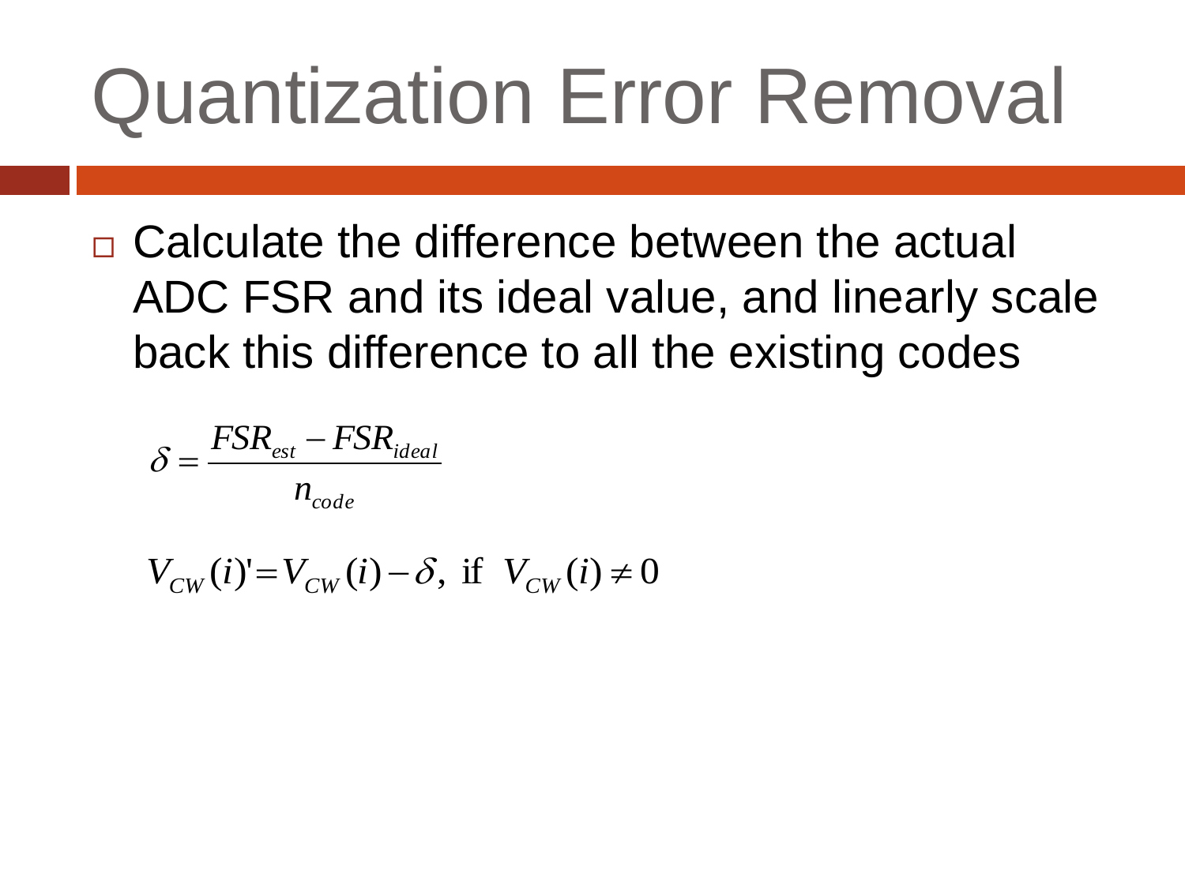# Quantization Error Removal

- Calculate the difference between the actual ADC FSR and its ideal value, and linearly scale back this difference to all the existing codes

$$\delta = \frac{FSR_{est} - FSR_{ideal}}{n_{code}}$$

$$V_{CW}(i)' = V_{CW}(i) - \delta, \text{ if } V_{CW}(i) \neq 0$$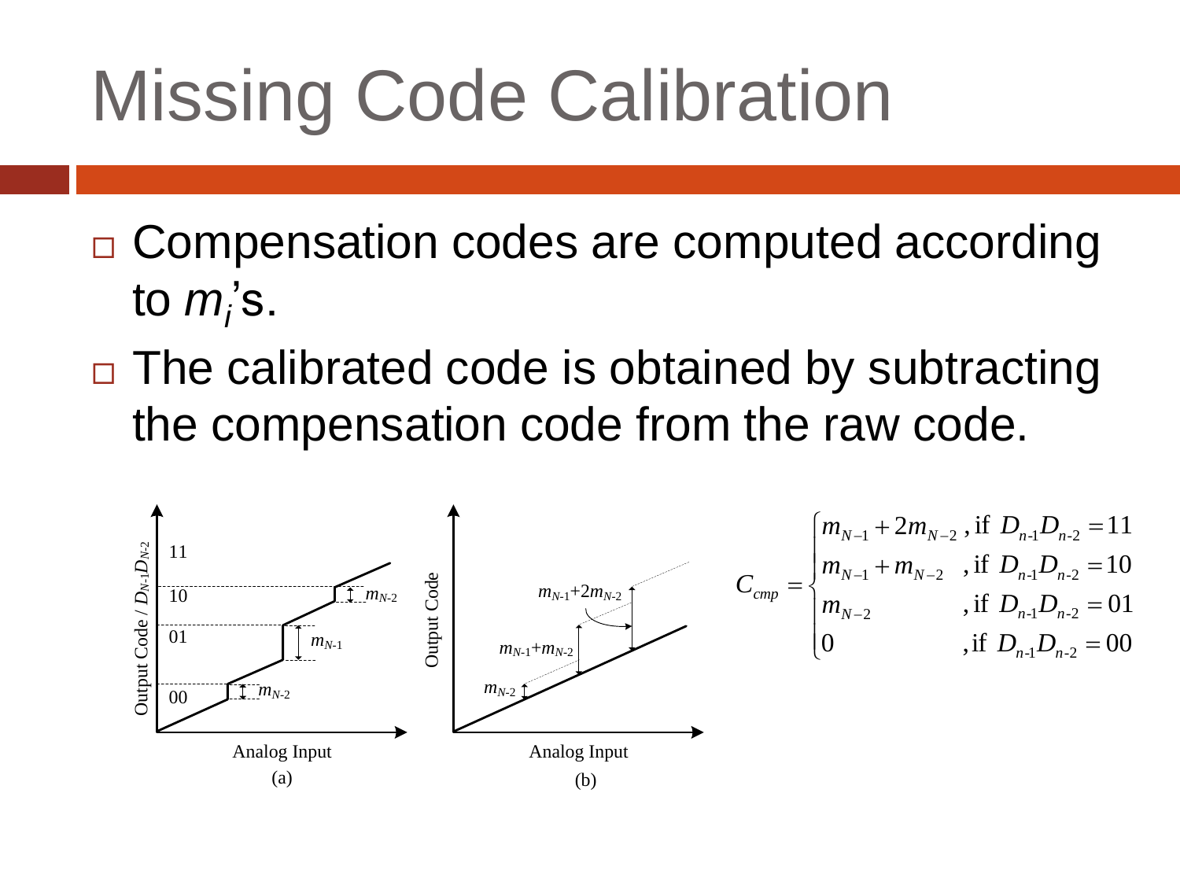# Missing Code Calibration

- Compensation codes are computed according to $m_i$'s.
- The calibrated code is obtained by subtracting the compensation code from the raw code.

(a) (b)

$$C_{cmp} = \begin{cases} m_{N-1} + 2m_{N-2}, & \text{if } D_{n\text{-}1}D_{n\text{-}2} = 11 \\ m_{N-1} + m_{N-2}, & \text{if } D_{n\text{-}1}D_{n\text{-}2} = 10 \\ m_{N-2}, & \text{if } D_{n\text{-}1}D_{n\text{-}2} = 01 \\ 0, & \text{if } D_{n\text{-}1}D_{n\text{-}2} = 00 \end{cases}$$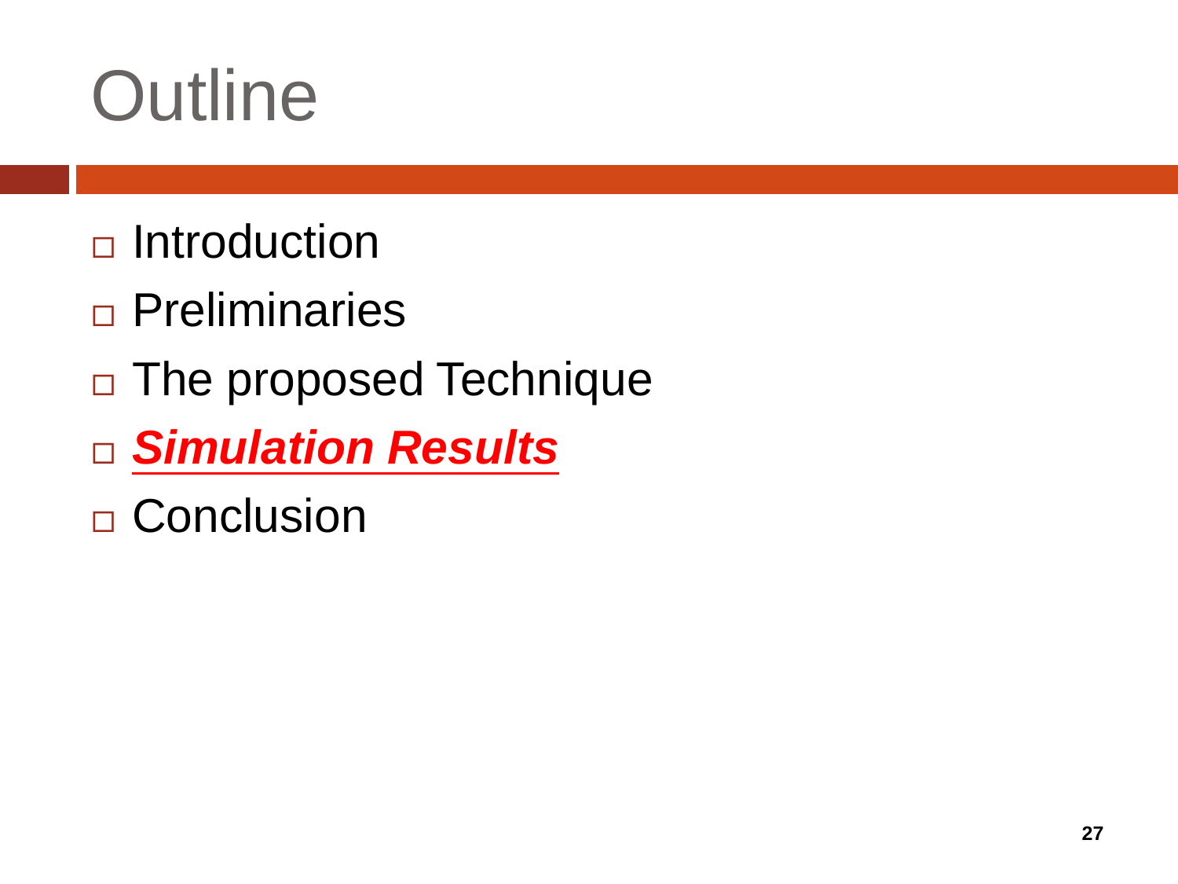# Outline

- Introduction
- Preliminaries
- The proposed Technique
- ***Simulation Results***
- Conclusion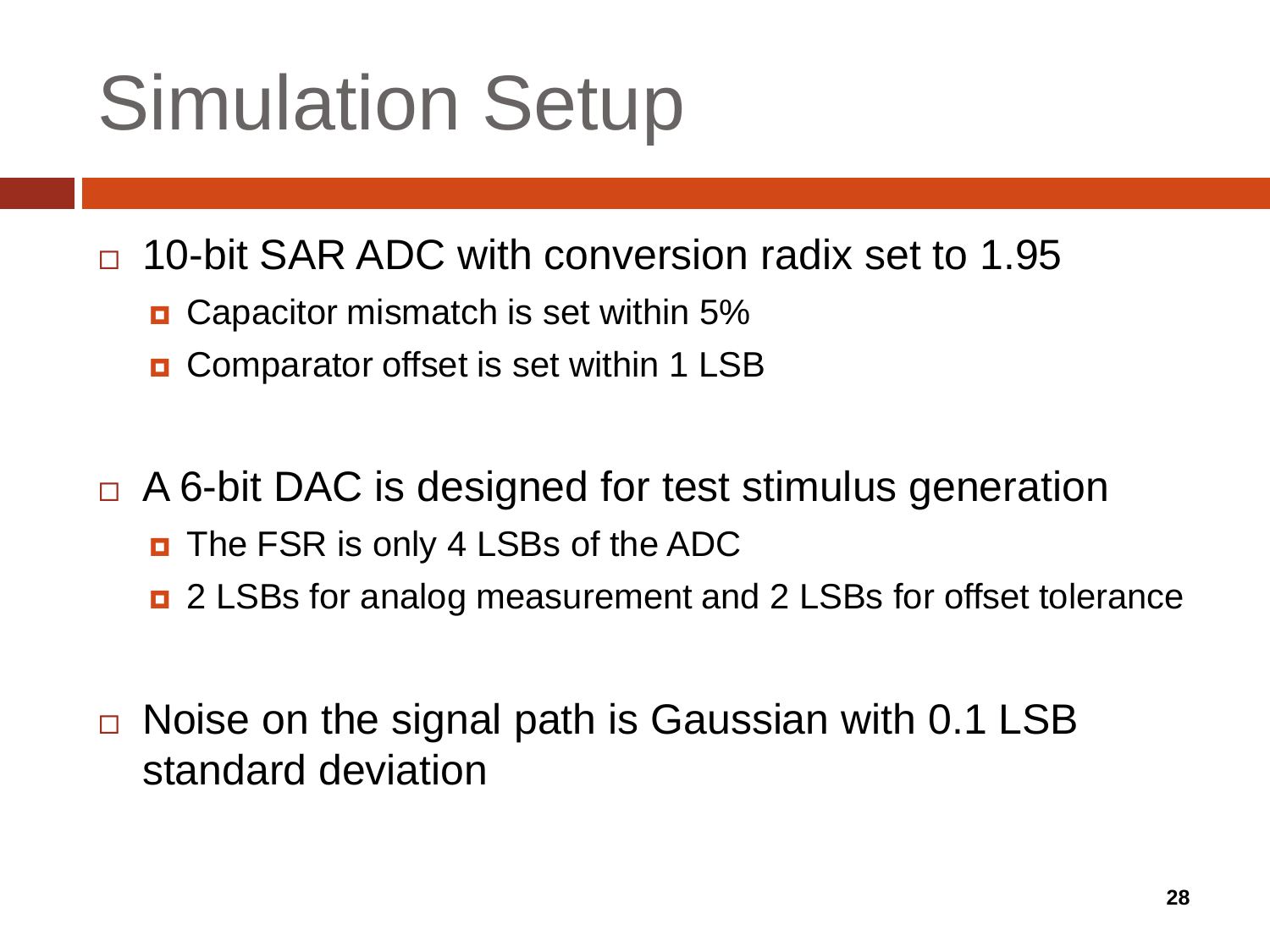# Simulation Setup

- 10-bit SAR ADC with conversion radix set to 1.95
  - Capacitor mismatch is set within 5%
  - Comparator offset is set within 1 LSB

- A 6-bit DAC is designed for test stimulus generation
  - The FSR is only 4 LSBs of the ADC
  - 2 LSBs for analog measurement and 2 LSBs for offset tolerance

- Noise on the signal path is Gaussian with 0.1 LSB standard deviation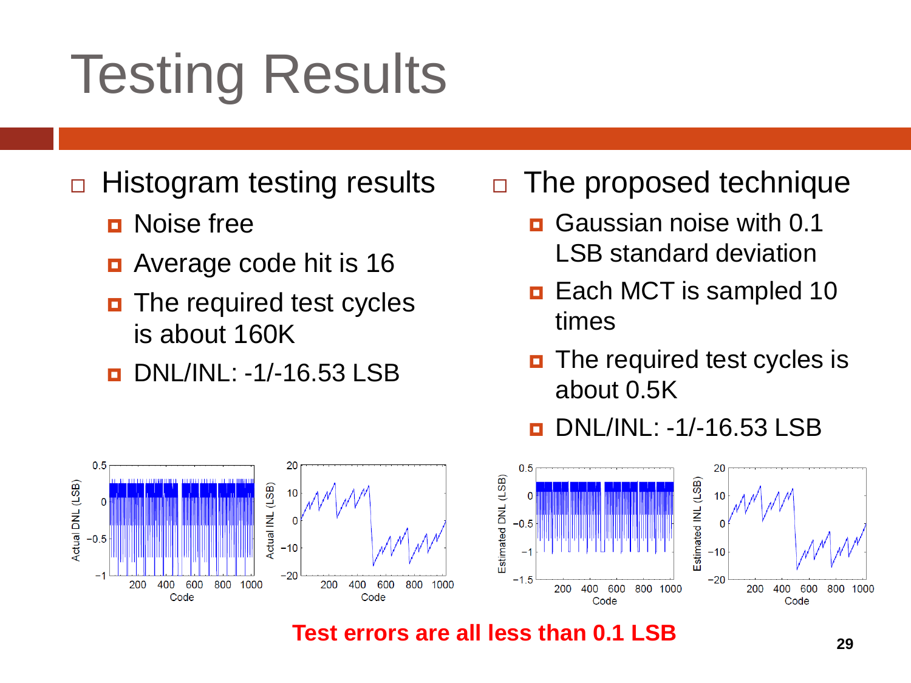# Testing Results

- Histogram testing results
  - Noise free
  - Average code hit is 16
  - The required test cycles is about 160K
  - DNL/INL: -1/-16.53 LSB
- The proposed technique
  - Gaussian noise with 0.1 LSB standard deviation
  - Each MCT is sampled 10 times
  - The required test cycles is about 0.5K
  - DNL/INL: -1/-16.53 LSB

**Test errors are all less than 0.1 LSB**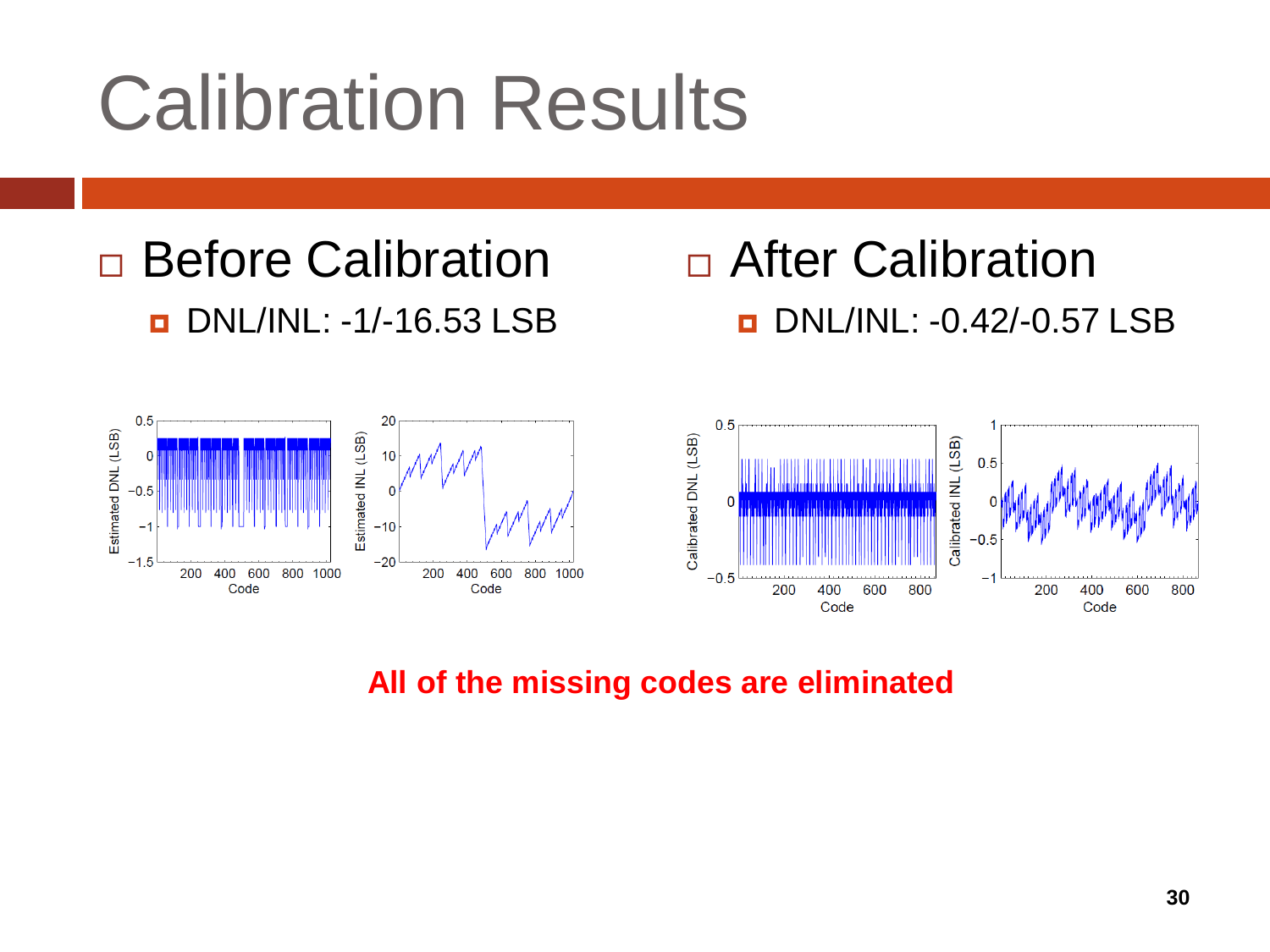# Calibration Results

- Before Calibration
  - DNL/INL: -1/-16.53 LSB
- After Calibration
  - DNL/INL: -0.42/-0.57 LSB

**All of the missing codes are eliminated**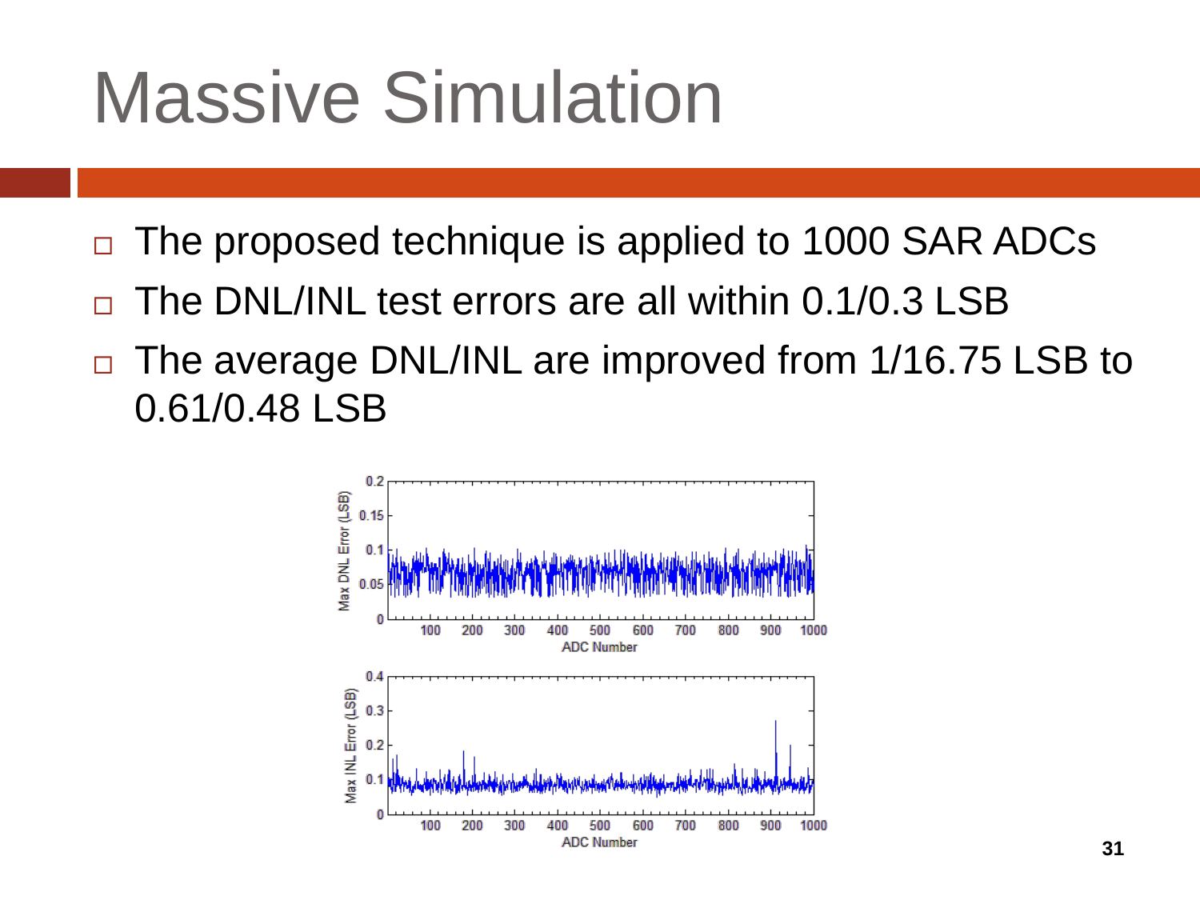# Massive Simulation

- The proposed technique is applied to 1000 SAR ADCs
- The DNL/INL test errors are all within 0.1/0.3 LSB
- The average DNL/INL are improved from 1/16.75 LSB to 0.61/0.48 LSB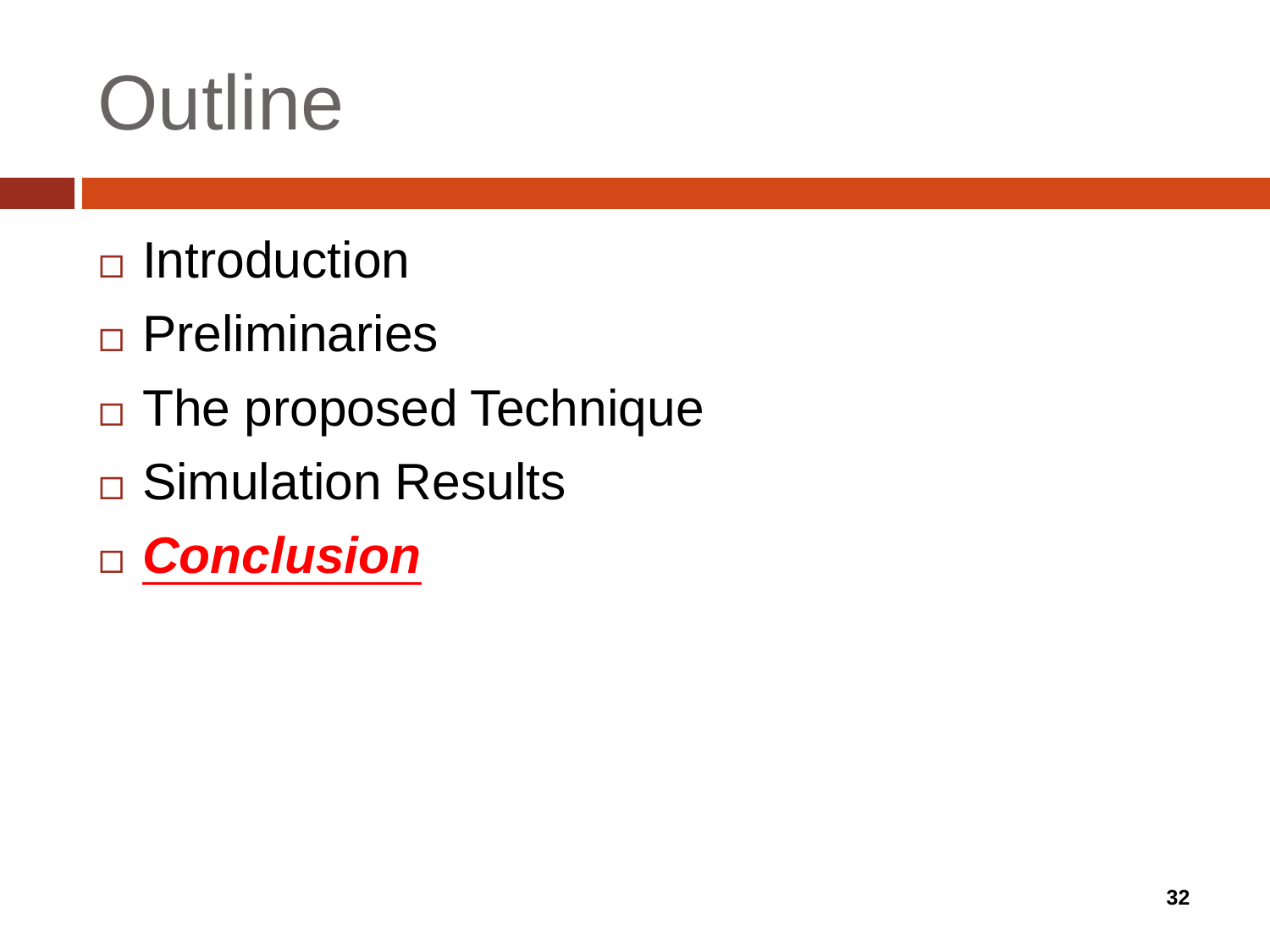# Outline

- Introduction
- Preliminaries
- The proposed Technique
- Simulation Results
- ***Conclusion***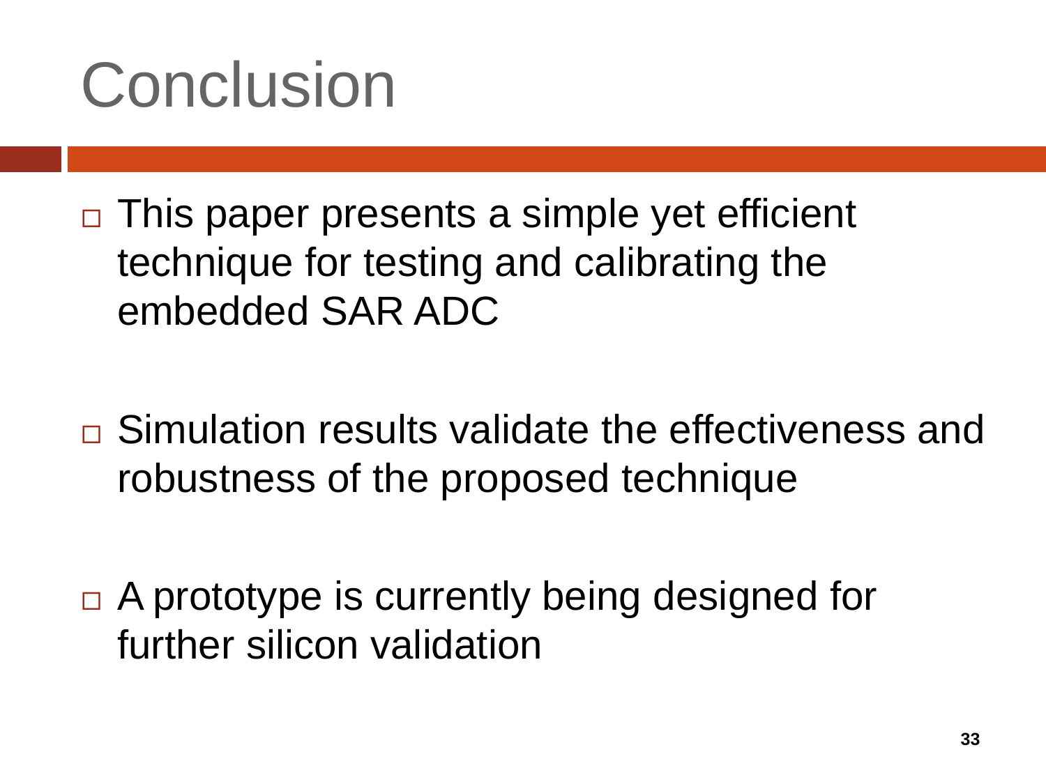# Conclusion

- This paper presents a simple yet efficient technique for testing and calibrating the embedded SAR ADC
- Simulation results validate the effectiveness and robustness of the proposed technique
- A prototype is currently being designed for further silicon validation